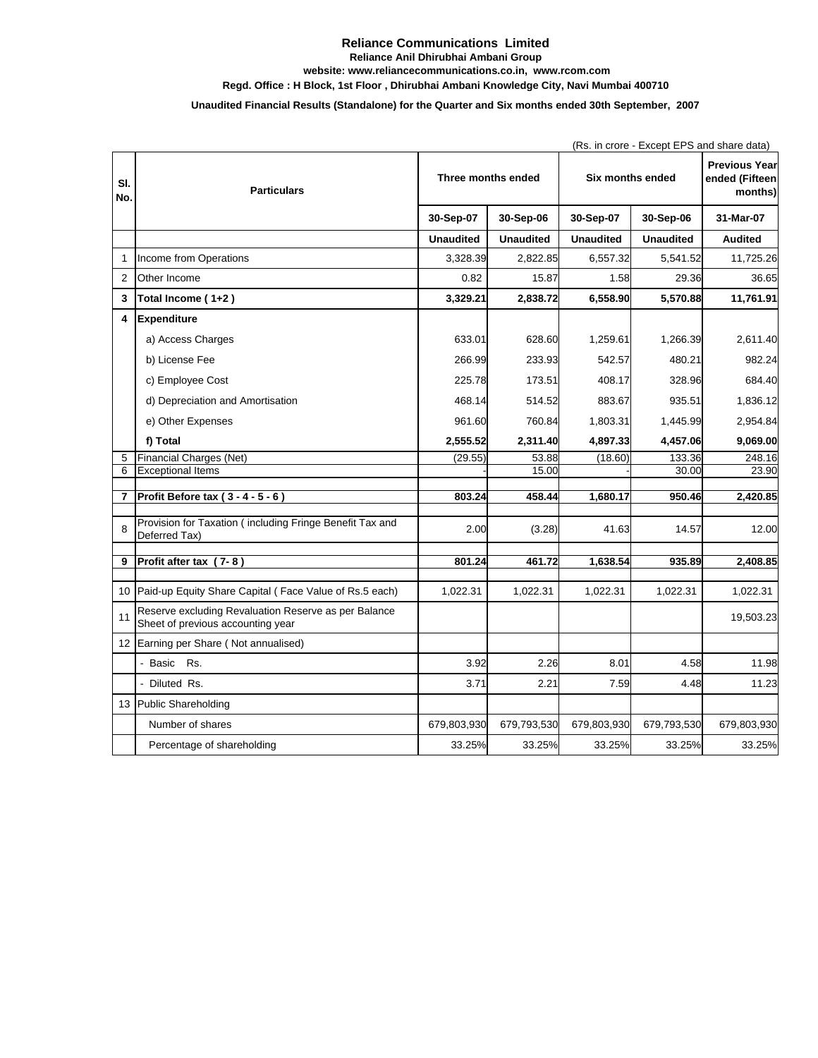# Reliance Communications Limited

**Reliance Anil Dhirubhai Ambani Group**

**website: www.reliancecommunications.co.in, www.rcom.com**

**Regd. Office : H Block, 1st Floor , Dhirubhai Ambani Knowledge City, Navi Mumbai 400710**

**Unaudited Financial Results (Standalone) for the Quarter and Six months ended 30th September, 2007**

(Rs. in crore - Except EPS and share data)

| Sl. No. | Particulars | Three months ended | | Six months ended | | Previous Year ended (Fifteen months) |
|---|---|---|---|---|---|---|
| | | 30-Sep-07 | 30-Sep-06 | 30-Sep-07 | 30-Sep-06 | 31-Mar-07 |
| | | Unaudited | Unaudited | Unaudited | Unaudited | Audited |
| 1 | Income from Operations | 3,328.39 | 2,822.85 | 6,557.32 | 5,541.52 | 11,725.26 |
| 2 | Other Income | 0.82 | 15.87 | 1.58 | 29.36 | 36.65 |
| **3** | **Total Income ( 1+2 )** | **3,329.21** | **2,838.72** | **6,558.90** | **5,570.88** | **11,761.91** |
| **4** | **Expenditure** | | | | | |
| | a) Access Charges | 633.01 | 628.60 | 1,259.61 | 1,266.39 | 2,611.40 |
| | b) License Fee | 266.99 | 233.93 | 542.57 | 480.21 | 982.24 |
| | c) Employee Cost | 225.78 | 173.51 | 408.17 | 328.96 | 684.40 |
| | d) Depreciation and Amortisation | 468.14 | 514.52 | 883.67 | 935.51 | 1,836.12 |
| | e) Other Expenses | 961.60 | 760.84 | 1,803.31 | 1,445.99 | 2,954.84 |
| | **f) Total** | **2,555.52** | **2,311.40** | **4,897.33** | **4,457.06** | **9,069.00** |
| 5 | Financial Charges (Net) | (29.55) | 53.88 | (18.60) | 133.36 | 248.16 |
| 6 | Exceptional Items | - | 15.00 | - | 30.00 | 23.90 |
| **7** | **Profit Before tax ( 3 - 4 - 5 - 6 )** | **803.24** | **458.44** | **1,680.17** | **950.46** | **2,420.85** |
| 8 | Provision for Taxation ( including Fringe Benefit Tax and Deferred Tax) | 2.00 | (3.28) | 41.63 | 14.57 | 12.00 |
| **9** | **Profit after tax ( 7- 8 )** | **801.24** | **461.72** | **1,638.54** | **935.89** | **2,408.85** |
| 10 | Paid-up Equity Share Capital ( Face Value of Rs.5 each) | 1,022.31 | 1,022.31 | 1,022.31 | 1,022.31 | 1,022.31 |
| 11 | Reserve excluding Revaluation Reserve as per Balance Sheet of previous accounting year | | | | | 19,503.23 |
| 12 | Earning per Share ( Not annualised) | | | | | |
| | - Basic Rs. | 3.92 | 2.26 | 8.01 | 4.58 | 11.98 |
| | - Diluted Rs. | 3.71 | 2.21 | 7.59 | 4.48 | 11.23 |
| 13 | Public Shareholding | | | | | |
| | Number of shares | 679,803,930 | 679,793,530 | 679,803,930 | 679,793,530 | 679,803,930 |
| | Percentage of shareholding | 33.25% | 33.25% | 33.25% | 33.25% | 33.25% |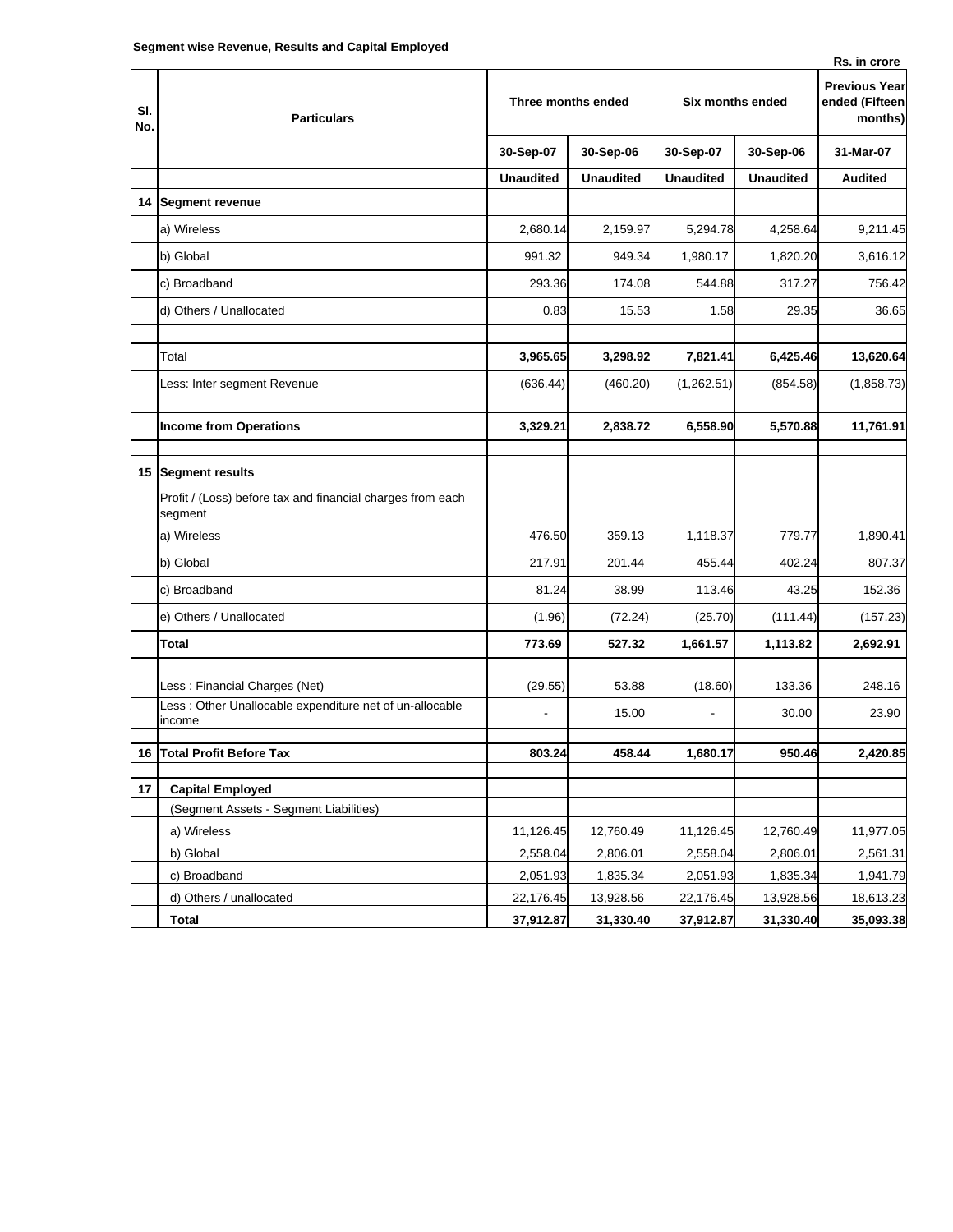**Segment wise Revenue, Results and Capital Employed**

Rs. in crore

| Sl. No. | Particulars | Three months ended | | Six months ended | | Previous Year ended (Fifteen months) |
|---|---|---|---|---|---|---|
| | | 30-Sep-07 | 30-Sep-06 | 30-Sep-07 | 30-Sep-06 | 31-Mar-07 |
| | | **Unaudited** | **Unaudited** | **Unaudited** | **Unaudited** | **Audited** |
| **14** | **Segment revenue** | | | | | |
| | a) Wireless | 2,680.14 | 2,159.97 | 5,294.78 | 4,258.64 | 9,211.45 |
| | b) Global | 991.32 | 949.34 | 1,980.17 | 1,820.20 | 3,616.12 |
| | c) Broadband | 293.36 | 174.08 | 544.88 | 317.27 | 756.42 |
| | d) Others / Unallocated | 0.83 | 15.53 | 1.58 | 29.35 | 36.65 |
| | Total | **3,965.65** | **3,298.92** | **7,821.41** | **6,425.46** | **13,620.64** |
| | Less: Inter segment Revenue | (636.44) | (460.20) | (1,262.51) | (854.58) | (1,858.73) |
| | **Income from Operations** | **3,329.21** | **2,838.72** | **6,558.90** | **5,570.88** | **11,761.91** |
| **15** | **Segment results** | | | | | |
| | Profit / (Loss) before tax and financial charges from each segment | | | | | |
| | a) Wireless | 476.50 | 359.13 | 1,118.37 | 779.77 | 1,890.41 |
| | b) Global | 217.91 | 201.44 | 455.44 | 402.24 | 807.37 |
| | c) Broadband | 81.24 | 38.99 | 113.46 | 43.25 | 152.36 |
| | e) Others / Unallocated | (1.96) | (72.24) | (25.70) | (111.44) | (157.23) |
| | **Total** | **773.69** | **527.32** | **1,661.57** | **1,113.82** | **2,692.91** |
| | Less : Financial Charges (Net) | (29.55) | 53.88 | (18.60) | 133.36 | 248.16 |
| | Less : Other Unallocable expenditure net of un-allocable income | - | 15.00 | - | 30.00 | 23.90 |
| **16** | **Total Profit Before Tax** | **803.24** | **458.44** | **1,680.17** | **950.46** | **2,420.85** |
| **17** | **Capital Employed** | | | | | |
| | (Segment Assets - Segment Liabilities) | | | | | |
| | a) Wireless | 11,126.45 | 12,760.49 | 11,126.45 | 12,760.49 | 11,977.05 |
| | b) Global | 2,558.04 | 2,806.01 | 2,558.04 | 2,806.01 | 2,561.31 |
| | c) Broadband | 2,051.93 | 1,835.34 | 2,051.93 | 1,835.34 | 1,941.79 |
| | d) Others / unallocated | 22,176.45 | 13,928.56 | 22,176.45 | 13,928.56 | 18,613.23 |
| | **Total** | **37,912.87** | **31,330.40** | **37,912.87** | **31,330.40** | **35,093.38** |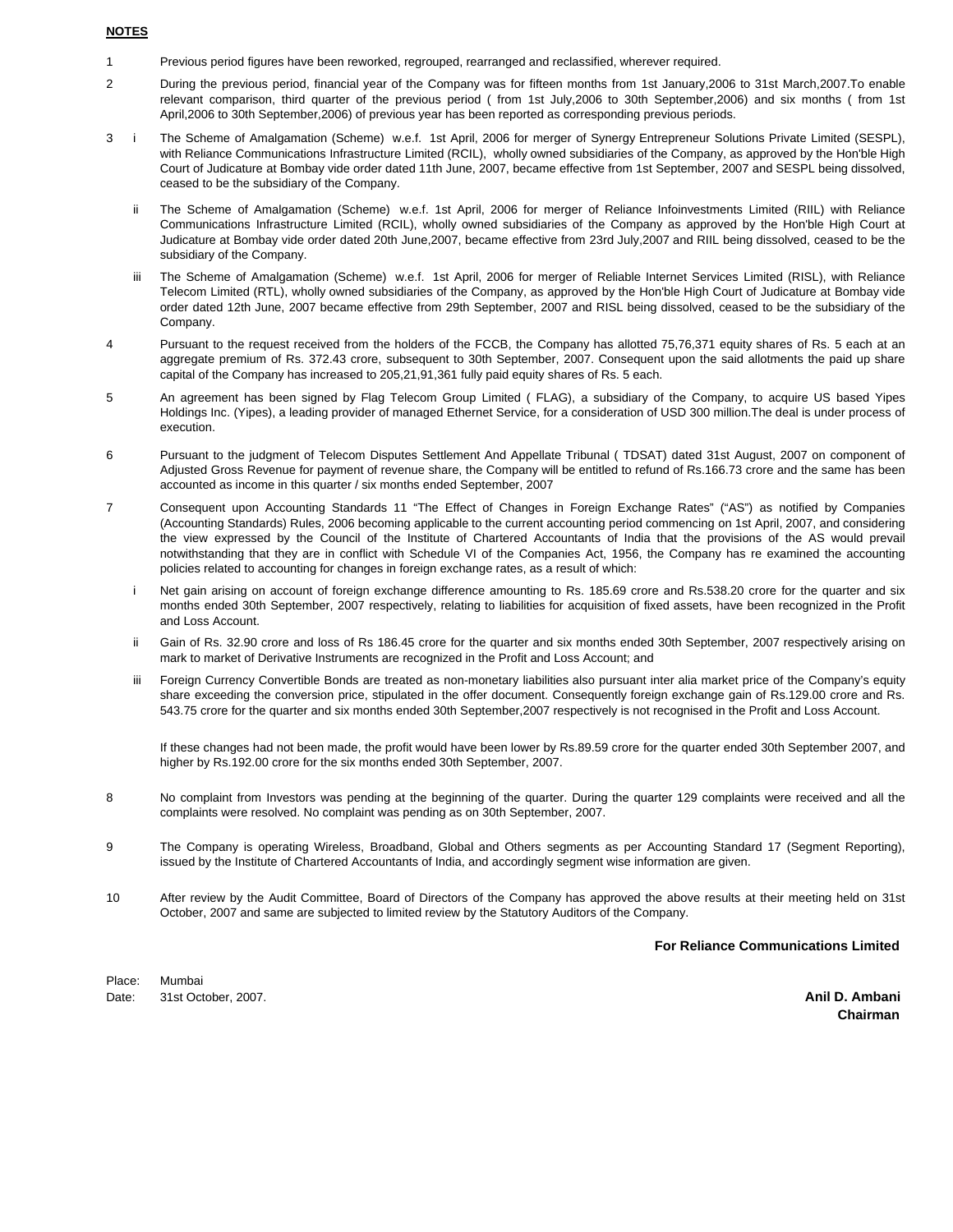**NOTES**

1. Previous period figures have been reworked, regrouped, rearranged and reclassified, wherever required.

2. During the previous period, financial year of the Company was for fifteen months from 1st January,2006 to 31st March,2007.To enable relevant comparison, third quarter of the previous period ( from 1st July,2006 to 30th September,2006) and six months ( from 1st April,2006 to 30th September,2006) of previous year has been reported as corresponding previous periods.

3. i The Scheme of Amalgamation (Scheme) w.e.f. 1st April, 2006 for merger of Synergy Entrepreneur Solutions Private Limited (SESPL), with Reliance Communications Infrastructure Limited (RCIL), wholly owned subsidiaries of the Company, as approved by the Hon'ble High Court of Judicature at Bombay vide order dated 11th June, 2007, became effective from 1st September, 2007 and SESPL being dissolved, ceased to be the subsidiary of the Company.

   ii The Scheme of Amalgamation (Scheme) w.e.f. 1st April, 2006 for merger of Reliance Infoinvestments Limited (RIIL) with Reliance Communications Infrastructure Limited (RCIL), wholly owned subsidiaries of the Company as approved by the Hon'ble High Court at Judicature at Bombay vide order dated 20th June,2007, became effective from 23rd July,2007 and RIIL being dissolved, ceased to be the subsidiary of the Company.

   iii The Scheme of Amalgamation (Scheme) w.e.f. 1st April, 2006 for merger of Reliable Internet Services Limited (RISL), with Reliance Telecom Limited (RTL), wholly owned subsidiaries of the Company, as approved by the Hon'ble High Court of Judicature at Bombay vide order dated 12th June, 2007 became effective from 29th September, 2007 and RISL being dissolved, ceased to be the subsidiary of the Company.

4. Pursuant to the request received from the holders of the FCCB, the Company has allotted 75,76,371 equity shares of Rs. 5 each at an aggregate premium of Rs. 372.43 crore, subsequent to 30th September, 2007. Consequent upon the said allotments the paid up share capital of the Company has increased to 205,21,91,361 fully paid equity shares of Rs. 5 each.

5. An agreement has been signed by Flag Telecom Group Limited ( FLAG), a subsidiary of the Company, to acquire US based Yipes Holdings Inc. (Yipes), a leading provider of managed Ethernet Service, for a consideration of USD 300 million.The deal is under process of execution.

6. Pursuant to the judgment of Telecom Disputes Settlement And Appellate Tribunal ( TDSAT) dated 31st August, 2007 on component of Adjusted Gross Revenue for payment of revenue share, the Company will be entitled to refund of Rs.166.73 crore and the same has been accounted as income in this quarter / six months ended September, 2007

7. Consequent upon Accounting Standards 11 "The Effect of Changes in Foreign Exchange Rates" ("AS") as notified by Companies (Accounting Standards) Rules, 2006 becoming applicable to the current accounting period commencing on 1st April, 2007, and considering the view expressed by the Council of the Institute of Chartered Accountants of India that the provisions of the AS would prevail notwithstanding that they are in conflict with Schedule VI of the Companies Act, 1956, the Company has re examined the accounting policies related to accounting for changes in foreign exchange rates, as a result of which:

   i Net gain arising on account of foreign exchange difference amounting to Rs. 185.69 crore and Rs.538.20 crore for the quarter and six months ended 30th September, 2007 respectively, relating to liabilities for acquisition of fixed assets, have been recognized in the Profit and Loss Account.

   ii Gain of Rs. 32.90 crore and loss of Rs 186.45 crore for the quarter and six months ended 30th September, 2007 respectively arising on mark to market of Derivative Instruments are recognized in the Profit and Loss Account; and

   iii Foreign Currency Convertible Bonds are treated as non-monetary liabilities also pursuant inter alia market price of the Company's equity share exceeding the conversion price, stipulated in the offer document. Consequently foreign exchange gain of Rs.129.00 crore and Rs. 543.75 crore for the quarter and six months ended 30th September,2007 respectively is not recognised in the Profit and Loss Account.

   If these changes had not been made, the profit would have been lower by Rs.89.59 crore for the quarter ended 30th September 2007, and higher by Rs.192.00 crore for the six months ended 30th September, 2007.

8. No complaint from Investors was pending at the beginning of the quarter. During the quarter 129 complaints were received and all the complaints were resolved. No complaint was pending as on 30th September, 2007.

9. The Company is operating Wireless, Broadband, Global and Others segments as per Accounting Standard 17 (Segment Reporting), issued by the Institute of Chartered Accountants of India, and accordingly segment wise information are given.

10. After review by the Audit Committee, Board of Directors of the Company has approved the above results at their meeting held on 31st October, 2007 and same are subjected to limited review by the Statutory Auditors of the Company.

**For Reliance Communications Limited**

Place: Mumbai
Date: 31st October, 2007.

**Anil D. Ambani**
**Chairman**